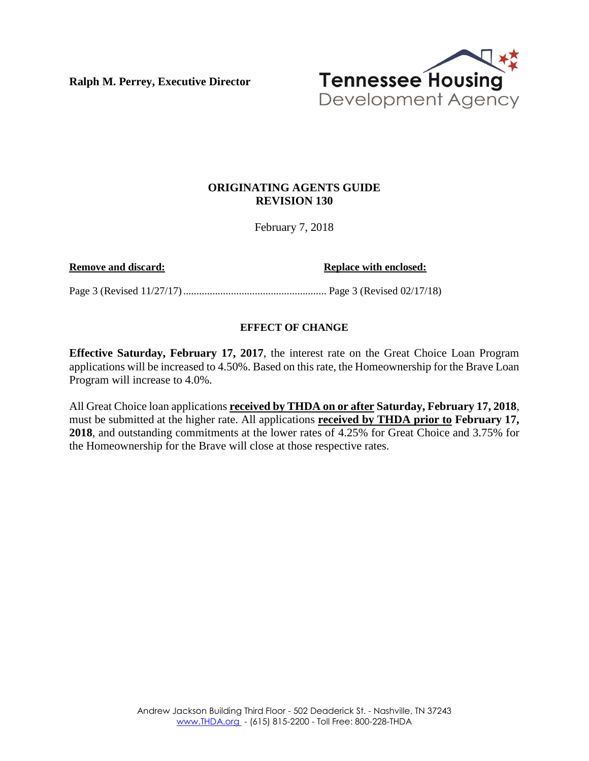**Ralph M. Perrey, Executive Director**

Tennessee Housing Development Agency

**ORIGINATING AGENTS GUIDE**
**REVISION 130**

February 7, 2018

| **Remove and discard:** | **Replace with enclosed:** |
| --- | --- |
| Page 3 (Revised 11/27/17) | Page 3 (Revised 02/17/18) |

**EFFECT OF CHANGE**

**Effective Saturday, February 17, 2017**, the interest rate on the Great Choice Loan Program applications will be increased to 4.50%. Based on this rate, the Homeownership for the Brave Loan Program will increase to 4.0%.

All Great Choice loan applications **received by THDA on or after** **Saturday, February 17, 2018**, must be submitted at the higher rate. All applications **received by THDA prior to** **February 17, 2018**, and outstanding commitments at the lower rates of 4.25% for Great Choice and 3.75% for the Homeownership for the Brave will close at those respective rates.

Andrew Jackson Building Third Floor - 502 Deaderick St. - Nashville, TN 37243
www.THDA.org - (615) 815-2200 - Toll Free: 800-228-THDA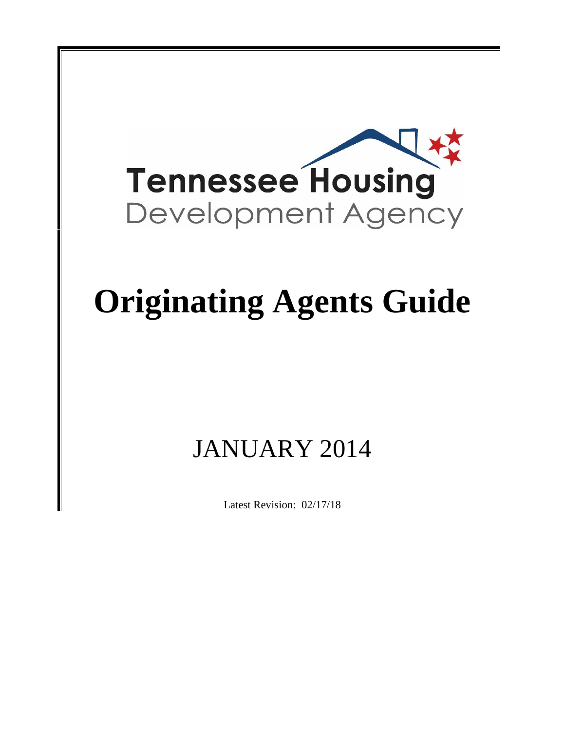Tennessee Housing
Development Agency

# Originating Agents Guide

## JANUARY 2014

Latest Revision: 02/17/18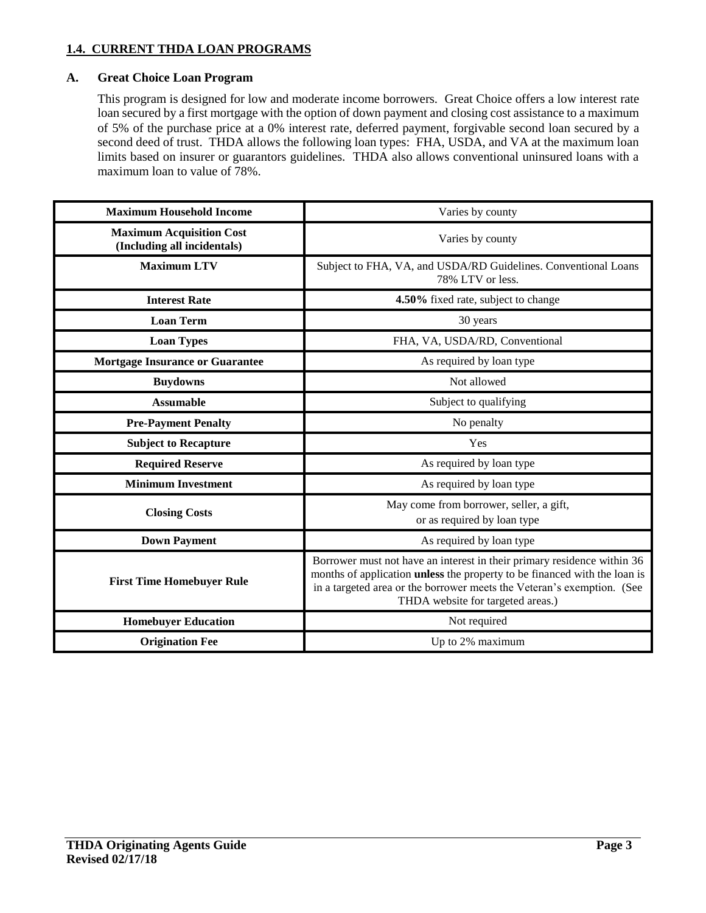## 1.4. CURRENT THDA LOAN PROGRAMS

### A. Great Choice Loan Program

This program is designed for low and moderate income borrowers. Great Choice offers a low interest rate loan secured by a first mortgage with the option of down payment and closing cost assistance to a maximum of 5% of the purchase price at a 0% interest rate, deferred payment, forgivable second loan secured by a second deed of trust. THDA allows the following loan types: FHA, USDA, and VA at the maximum loan limits based on insurer or guarantors guidelines. THDA also allows conventional uninsured loans with a maximum loan to value of 78%.

| | |
|---|---|
| **Maximum Household Income** | Varies by county |
| **Maximum Acquisition Cost (Including all incidentals)** | Varies by county |
| **Maximum LTV** | Subject to FHA, VA, and USDA/RD Guidelines. Conventional Loans 78% LTV or less. |
| **Interest Rate** | **4.50%** fixed rate, subject to change |
| **Loan Term** | 30 years |
| **Loan Types** | FHA, VA, USDA/RD, Conventional |
| **Mortgage Insurance or Guarantee** | As required by loan type |
| **Buydowns** | Not allowed |
| **Assumable** | Subject to qualifying |
| **Pre-Payment Penalty** | No penalty |
| **Subject to Recapture** | Yes |
| **Required Reserve** | As required by loan type |
| **Minimum Investment** | As required by loan type |
| **Closing Costs** | May come from borrower, seller, a gift, or as required by loan type |
| **Down Payment** | As required by loan type |
| **First Time Homebuyer Rule** | Borrower must not have an interest in their primary residence within 36 months of application **unless** the property to be financed with the loan is in a targeted area or the borrower meets the Veteran's exemption. (See THDA website for targeted areas.) |
| **Homebuyer Education** | Not required |
| **Origination Fee** | Up to 2% maximum |